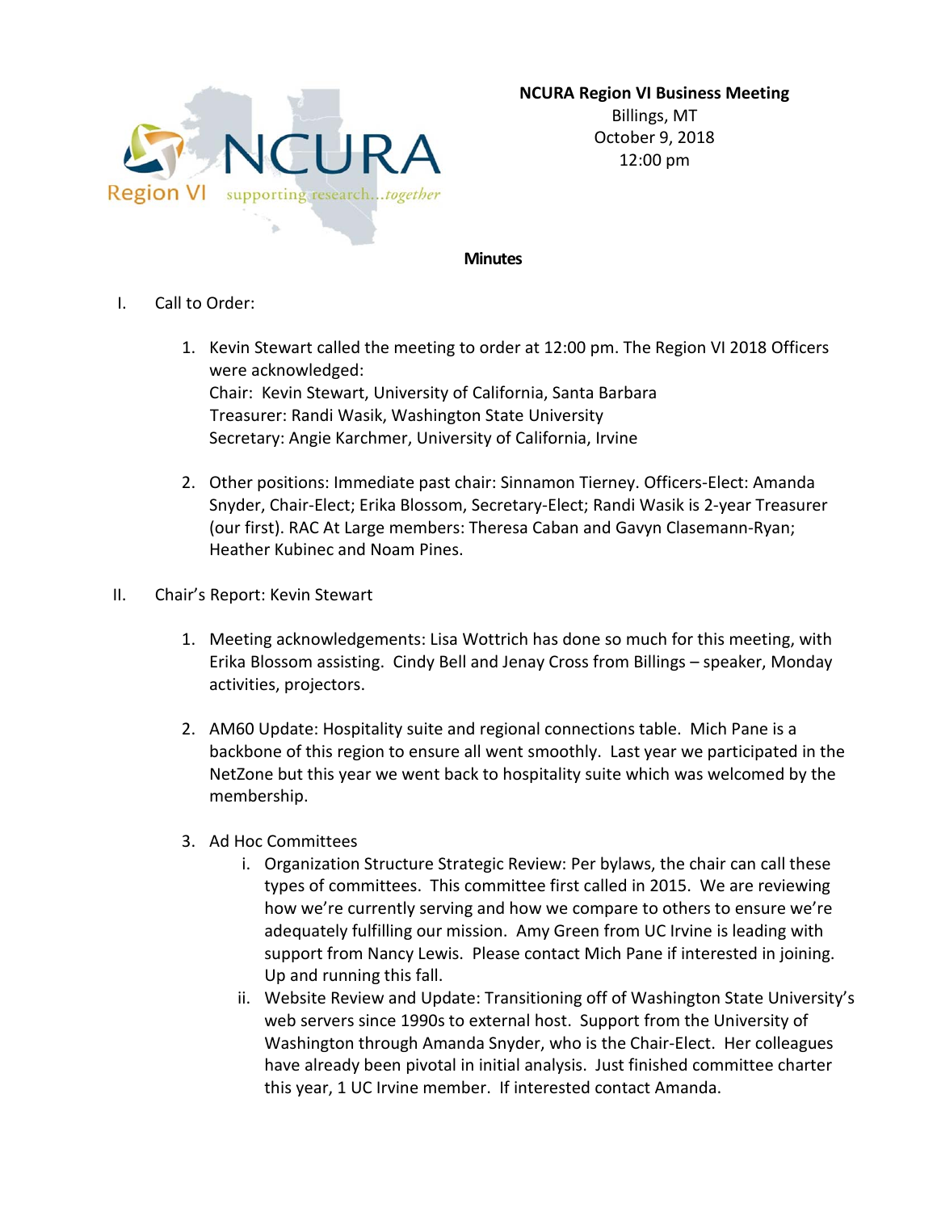**NCURA Region VI Business Meeting**
Billings, MT
October 9, 2018
12:00 pm

**Minutes**

I. Call to Order:

1. Kevin Stewart called the meeting to order at 12:00 pm. The Region VI 2018 Officers were acknowledged:
   Chair: Kevin Stewart, University of California, Santa Barbara
   Treasurer: Randi Wasik, Washington State University
   Secretary: Angie Karchmer, University of California, Irvine

2. Other positions: Immediate past chair: Sinnamon Tierney. Officers-Elect: Amanda Snyder, Chair-Elect; Erika Blossom, Secretary-Elect; Randi Wasik is 2-year Treasurer (our first). RAC At Large members: Theresa Caban and Gavyn Clasemann-Ryan; Heather Kubinec and Noam Pines.

II. Chair's Report: Kevin Stewart

1. Meeting acknowledgements: Lisa Wottrich has done so much for this meeting, with Erika Blossom assisting. Cindy Bell and Jenay Cross from Billings – speaker, Monday activities, projectors.

2. AM60 Update: Hospitality suite and regional connections table. Mich Pane is a backbone of this region to ensure all went smoothly. Last year we participated in the NetZone but this year we went back to hospitality suite which was welcomed by the membership.

3. Ad Hoc Committees
   i. Organization Structure Strategic Review: Per bylaws, the chair can call these types of committees. This committee first called in 2015. We are reviewing how we're currently serving and how we compare to others to ensure we're adequately fulfilling our mission. Amy Green from UC Irvine is leading with support from Nancy Lewis. Please contact Mich Pane if interested in joining. Up and running this fall.
   ii. Website Review and Update: Transitioning off of Washington State University's web servers since 1990s to external host. Support from the University of Washington through Amanda Snyder, who is the Chair-Elect. Her colleagues have already been pivotal in initial analysis. Just finished committee charter this year, 1 UC Irvine member. If interested contact Amanda.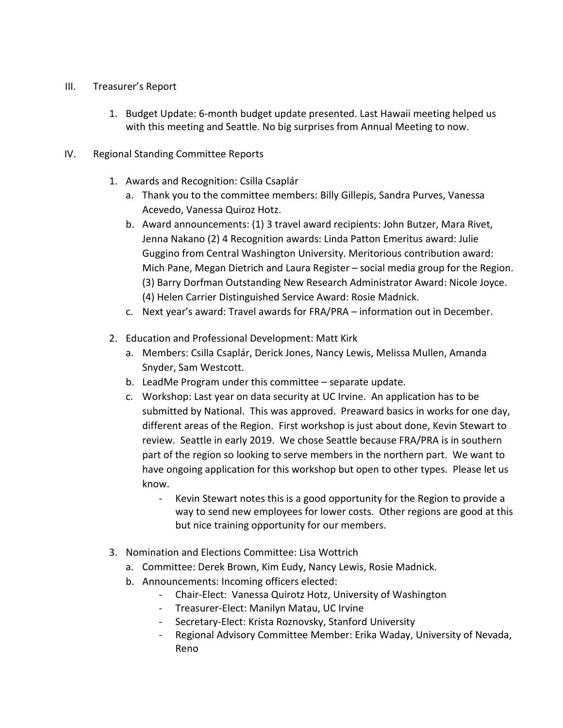III. Treasurer's Report

1. Budget Update: 6-month budget update presented. Last Hawaii meeting helped us with this meeting and Seattle. No big surprises from Annual Meeting to now.

IV. Regional Standing Committee Reports

1. Awards and Recognition: Csilla Csaplár
   a. Thank you to the committee members: Billy Gillepis, Sandra Purves, Vanessa Acevedo, Vanessa Quiroz Hotz.
   b. Award announcements: (1) 3 travel award recipients: John Butzer, Mara Rivet, Jenna Nakano (2) 4 Recognition awards: Linda Patton Emeritus award: Julie Guggino from Central Washington University. Meritorious contribution award: Mich Pane, Megan Dietrich and Laura Register – social media group for the Region. (3) Barry Dorfman Outstanding New Research Administrator Award: Nicole Joyce. (4) Helen Carrier Distinguished Service Award: Rosie Madnick.
   c. Next year's award: Travel awards for FRA/PRA – information out in December.

2. Education and Professional Development: Matt Kirk
   a. Members: Csilla Csaplár, Derick Jones, Nancy Lewis, Melissa Mullen, Amanda Snyder, Sam Westcott.
   b. LeadMe Program under this committee – separate update.
   c. Workshop: Last year on data security at UC Irvine. An application has to be submitted by National. This was approved. Preaward basics in works for one day, different areas of the Region. First workshop is just about done, Kevin Stewart to review. Seattle in early 2019. We chose Seattle because FRA/PRA is in southern part of the region so looking to serve members in the northern part. We want to have ongoing application for this workshop but open to other types. Please let us know.
      - Kevin Stewart notes this is a good opportunity for the Region to provide a way to send new employees for lower costs. Other regions are good at this but nice training opportunity for our members.

3. Nomination and Elections Committee: Lisa Wottrich
   a. Committee: Derek Brown, Kim Eudy, Nancy Lewis, Rosie Madnick.
   b. Announcements: Incoming officers elected:
      - Chair-Elect: Vanessa Quirotz Hotz, University of Washington
      - Treasurer-Elect: Manilyn Matau, UC Irvine
      - Secretary-Elect: Krista Roznovsky, Stanford University
      - Regional Advisory Committee Member: Erika Waday, University of Nevada, Reno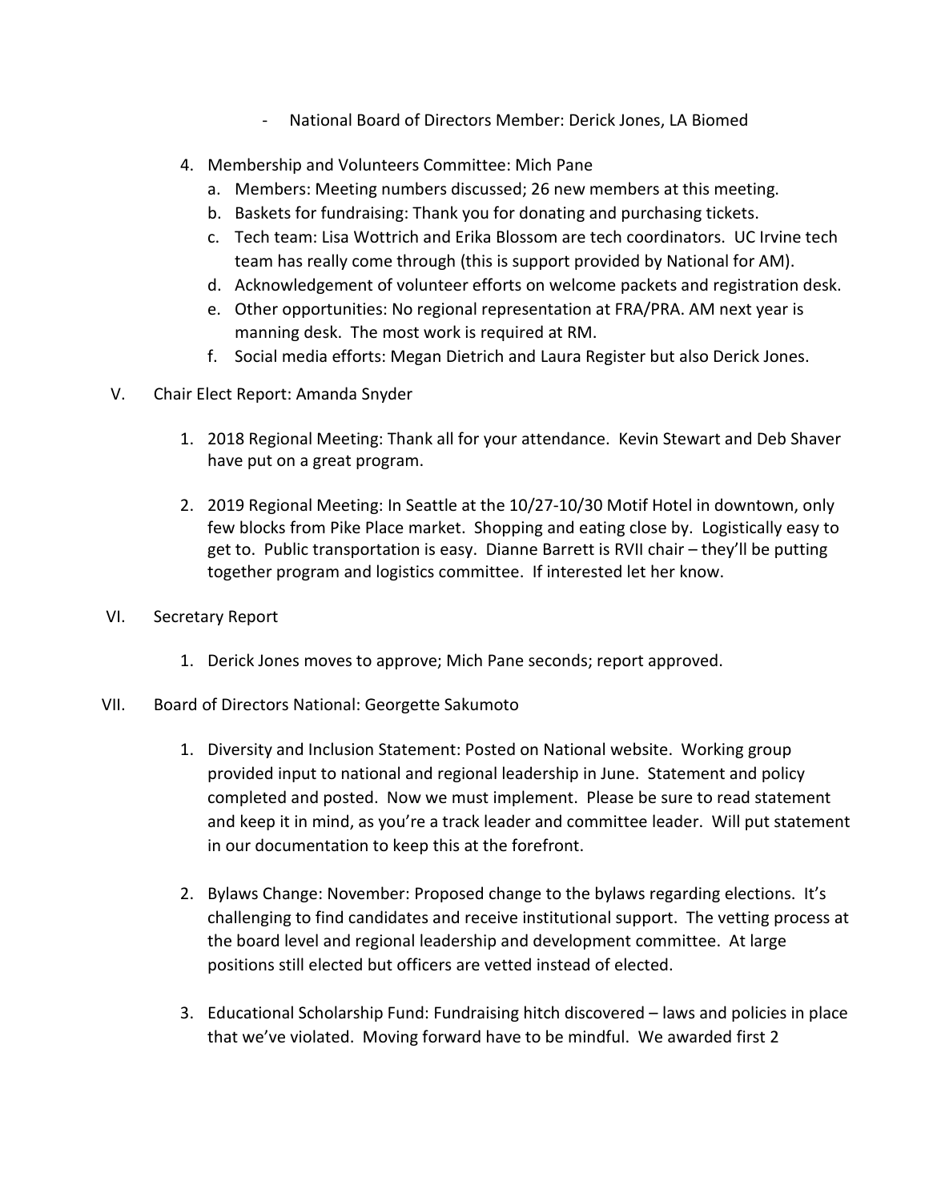- National Board of Directors Member: Derick Jones, LA Biomed

4. Membership and Volunteers Committee: Mich Pane
   a. Members: Meeting numbers discussed; 26 new members at this meeting.
   b. Baskets for fundraising: Thank you for donating and purchasing tickets.
   c. Tech team: Lisa Wottrich and Erika Blossom are tech coordinators. UC Irvine tech team has really come through (this is support provided by National for AM).
   d. Acknowledgement of volunteer efforts on welcome packets and registration desk.
   e. Other opportunities: No regional representation at FRA/PRA. AM next year is manning desk. The most work is required at RM.
   f. Social media efforts: Megan Dietrich and Laura Register but also Derick Jones.

V. Chair Elect Report: Amanda Snyder

   1. 2018 Regional Meeting: Thank all for your attendance. Kevin Stewart and Deb Shaver have put on a great program.

   2. 2019 Regional Meeting: In Seattle at the 10/27-10/30 Motif Hotel in downtown, only few blocks from Pike Place market. Shopping and eating close by. Logistically easy to get to. Public transportation is easy. Dianne Barrett is RVII chair – they'll be putting together program and logistics committee. If interested let her know.

VI. Secretary Report

   1. Derick Jones moves to approve; Mich Pane seconds; report approved.

VII. Board of Directors National: Georgette Sakumoto

   1. Diversity and Inclusion Statement: Posted on National website. Working group provided input to national and regional leadership in June. Statement and policy completed and posted. Now we must implement. Please be sure to read statement and keep it in mind, as you're a track leader and committee leader. Will put statement in our documentation to keep this at the forefront.

   2. Bylaws Change: November: Proposed change to the bylaws regarding elections. It's challenging to find candidates and receive institutional support. The vetting process at the board level and regional leadership and development committee. At large positions still elected but officers are vetted instead of elected.

   3. Educational Scholarship Fund: Fundraising hitch discovered – laws and policies in place that we've violated. Moving forward have to be mindful. We awarded first 2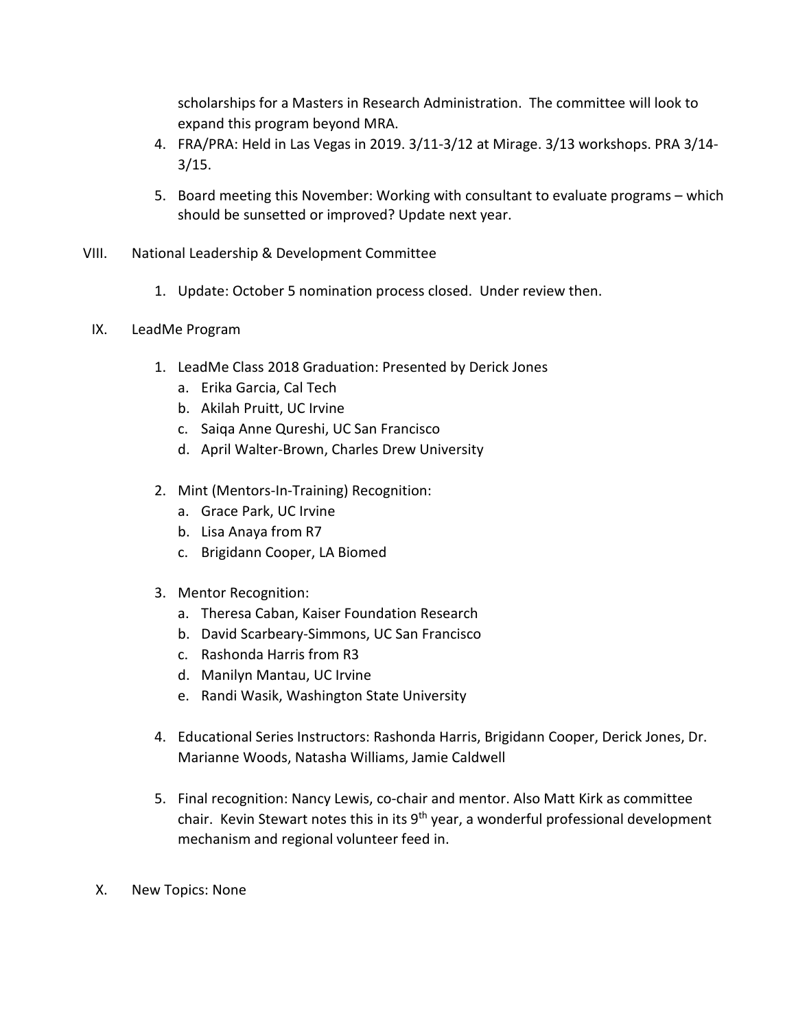scholarships for a Masters in Research Administration. The committee will look to expand this program beyond MRA.

4. FRA/PRA: Held in Las Vegas in 2019. 3/11-3/12 at Mirage. 3/13 workshops. PRA 3/14-3/15.

5. Board meeting this November: Working with consultant to evaluate programs – which should be sunsetted or improved? Update next year.

VIII. National Leadership & Development Committee

1. Update: October 5 nomination process closed. Under review then.

IX. LeadMe Program

1. LeadMe Class 2018 Graduation: Presented by Derick Jones
   a. Erika Garcia, Cal Tech
   b. Akilah Pruitt, UC Irvine
   c. Saiqa Anne Qureshi, UC San Francisco
   d. April Walter-Brown, Charles Drew University

2. Mint (Mentors-In-Training) Recognition:
   a. Grace Park, UC Irvine
   b. Lisa Anaya from R7
   c. Brigidann Cooper, LA Biomed

3. Mentor Recognition:
   a. Theresa Caban, Kaiser Foundation Research
   b. David Scarbeary-Simmons, UC San Francisco
   c. Rashonda Harris from R3
   d. Manilyn Mantau, UC Irvine
   e. Randi Wasik, Washington State University

4. Educational Series Instructors: Rashonda Harris, Brigidann Cooper, Derick Jones, Dr. Marianne Woods, Natasha Williams, Jamie Caldwell

5. Final recognition: Nancy Lewis, co-chair and mentor. Also Matt Kirk as committee chair. Kevin Stewart notes this in its 9th year, a wonderful professional development mechanism and regional volunteer feed in.

X. New Topics: None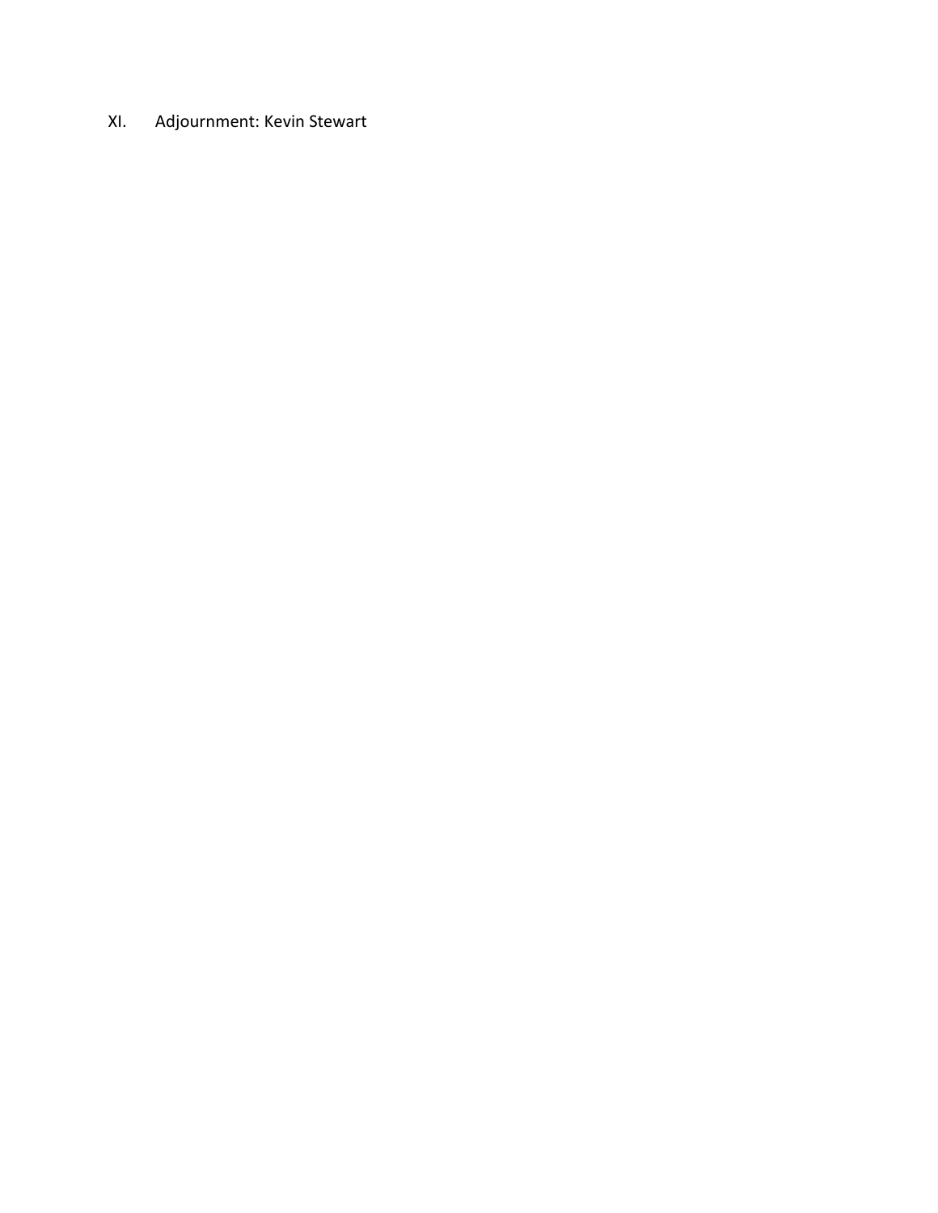XI. Adjournment: Kevin Stewart